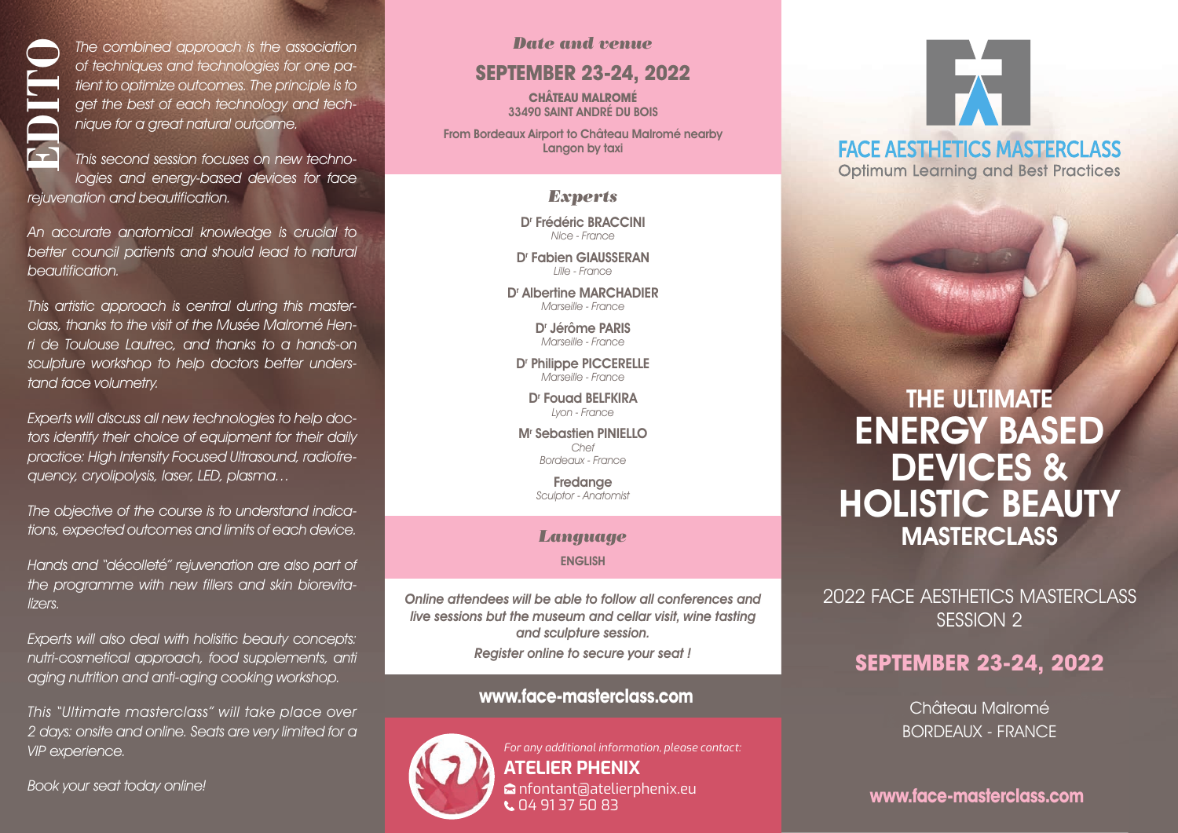# EDITO

*The combined approach is the association of techniques and technologies for one patient to optimize outcomes. The principle is to get the best of each technology and technique for a great natural outcome.*

*This second session focuses on new technologies and energy-based devices for face rejuvenation and beautification.*

*An accurate anatomical knowledge is crucial to better council patients and should lead to natural beautification.*

*This artistic approach is central during this masterclass, thanks to the visit of the Musée Malromé Henri de Toulouse Lautrec, and thanks to a hands-on sculpture workshop to help doctors better understand face volumetry.*

*Experts will discuss all new technologies to help doctors identify their choice of equipment for their daily practice: High Intensity Focused Ultrasound, radiofrequency, cryolipolysis, laser, LED, plasma…*

*The objective of the course is to understand indications, expected outcomes and limits of each device.*

*Hands and "décolleté" rejuvenation are also part of the programme with new fillers and skin biorevitalizers.*

*Experts will also deal with holisitic beauty concepts: nutri-cosmetical approach, food supplements, anti aging nutrition and anti-aging cooking workshop.*

*This "Ultimate masterclass" will take place over 2 days: onsite and online. Seats are very limited for a VIP experience.*

*Book your seat today online!*

## *Date and venue*

**SEPTEMBER 23-24, 2022**

**CHÂTEAU MALROMÉ**
**33490 SAINT ANDRÉ DU BOIS**

From Bordeaux Airport to Château Malromé nearby Langon by taxi

## *Experts*

**Dr Frédéric BRACCINI**
*Nice - France*

**Dr Fabien GIAUSSERAN**
*Lille - France*

**Dr Albertine MARCHADIER**
*Marseille - France*

**Dr Jérôme PARIS**
*Marseille - France*

**Dr Philippe PICCERELLE**
*Marseille - France*

**Dr Fouad BELFKIRA**
*Lyon - France*

**Mr Sebastien PINIELLO**
*Chef*
*Bordeaux - France*

**Fredange**
*Sculptor - Anatomist*

## *Language*

**ENGLISH**

*Online attendees will be able to follow all conferences and live sessions but the museum and cellar visit, wine tasting and sculpture session.*

*Register online to secure your seat !*

**www.face-masterclass.com**

*For any additional information, please contact:*

**ATELIER PHENIX**
nfontant@atelierphenix.eu
04 91 37 50 83

FACE AESTHETICS MASTERCLASS
Optimum Learning and Best Practices

# THE ULTIMATE ENERGY BASED DEVICES & HOLISTIC BEAUTY MASTERCLASS

2022 FACE AESTHETICS MASTERCLASS
SESSION 2

**SEPTEMBER 23-24, 2022**

Château Malromé
BORDEAUX - FRANCE

**www.face-masterclass.com**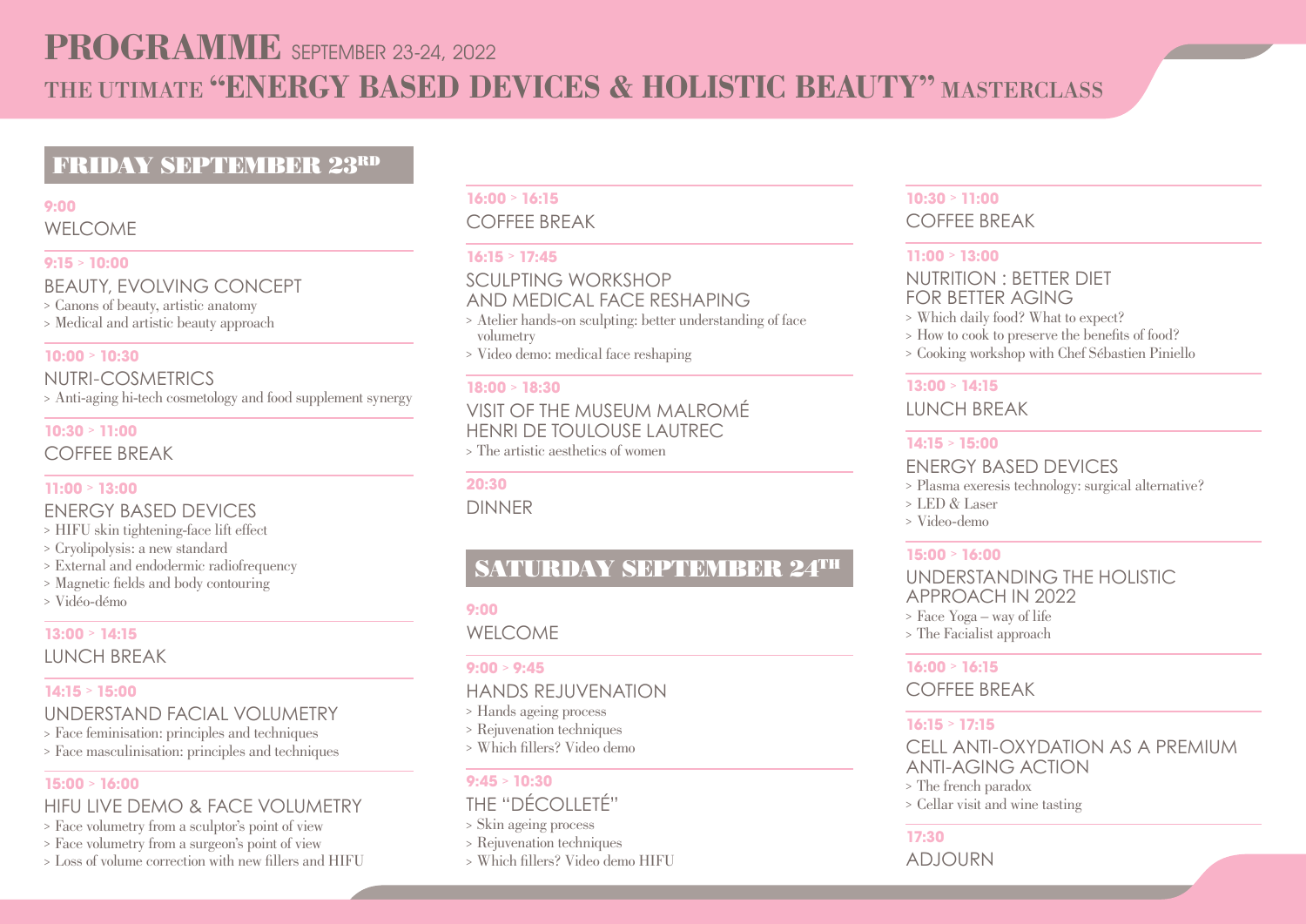# PROGRAMME SEPTEMBER 23-24, 2022

## THE UTIMATE "ENERGY BASED DEVICES & HOLISTIC BEAUTY" MASTERCLASS

## FRIDAY SEPTEMBER 23RD

**9:00**
WELCOME

**9:15 > 10:00**
BEAUTY, EVOLVING CONCEPT
> Canons of beauty, artistic anatomy
> Medical and artistic beauty approach

**10:00 > 10:30**
NUTRI-COSMETRICS
> Anti-aging hi-tech cosmetology and food supplement synergy

**10:30 > 11:00**
COFFEE BREAK

**11:00 > 13:00**
ENERGY BASED DEVICES
> HIFU skin tightening-face lift effect
> Cryolipolysis: a new standard
> External and endodermic radiofrequency
> Magnetic fields and body contouring
> Vidéo-démo

**13:00 > 14:15**
LUNCH BREAK

**14:15 > 15:00**
UNDERSTAND FACIAL VOLUMETRY
> Face feminisation: principles and techniques
> Face masculinisation: principles and techniques

**15:00 > 16:00**
HIFU LIVE DEMO & FACE VOLUMETRY
> Face volumetry from a sculptor's point of view
> Face volumetry from a surgeon's point of view
> Loss of volume correction with new fillers and HIFU

**16:00 > 16:15**
COFFEE BREAK

**16:15 > 17:45**
SCULPTING WORKSHOP AND MEDICAL FACE RESHAPING
> Atelier hands-on sculpting: better understanding of face volumetry
> Video demo: medical face reshaping

**18:00 > 18:30**
VISIT OF THE MUSEUM MALROMÉ HENRI DE TOULOUSE LAUTREC
> The artistic aesthetics of women

**20:30**
DINNER

## SATURDAY SEPTEMBER 24TH

**9:00**
WELCOME

**9:00 > 9:45**
HANDS REJUVENATION
> Hands ageing process
> Rejuvenation techniques
> Which fillers? Video demo

**9:45 > 10:30**
THE "DÉCOLLETÉ"
> Skin ageing process
> Rejuvenation techniques
> Which fillers? Video demo HIFU

**10:30 > 11:00**
COFFEE BREAK

**11:00 > 13:00**
NUTRITION : BETTER DIET FOR BETTER AGING
> Which daily food? What to expect?
> How to cook to preserve the benefits of food?
> Cooking workshop with Chef Sébastien Piniello

**13:00 > 14:15**
LUNCH BREAK

**14:15 > 15:00**
ENERGY BASED DEVICES
> Plasma exeresis technology: surgical alternative?
> LED & Laser
> Video-demo

**15:00 > 16:00**
UNDERSTANDING THE HOLISTIC APPROACH IN 2022
> Face Yoga – way of life
> The Facialist approach

**16:00 > 16:15**
COFFEE BREAK

**16:15 > 17:15**
CELL ANTI-OXYDATION AS A PREMIUM ANTI-AGING ACTION
> The french paradox
> Cellar visit and wine tasting

**17:30**
ADJOURN